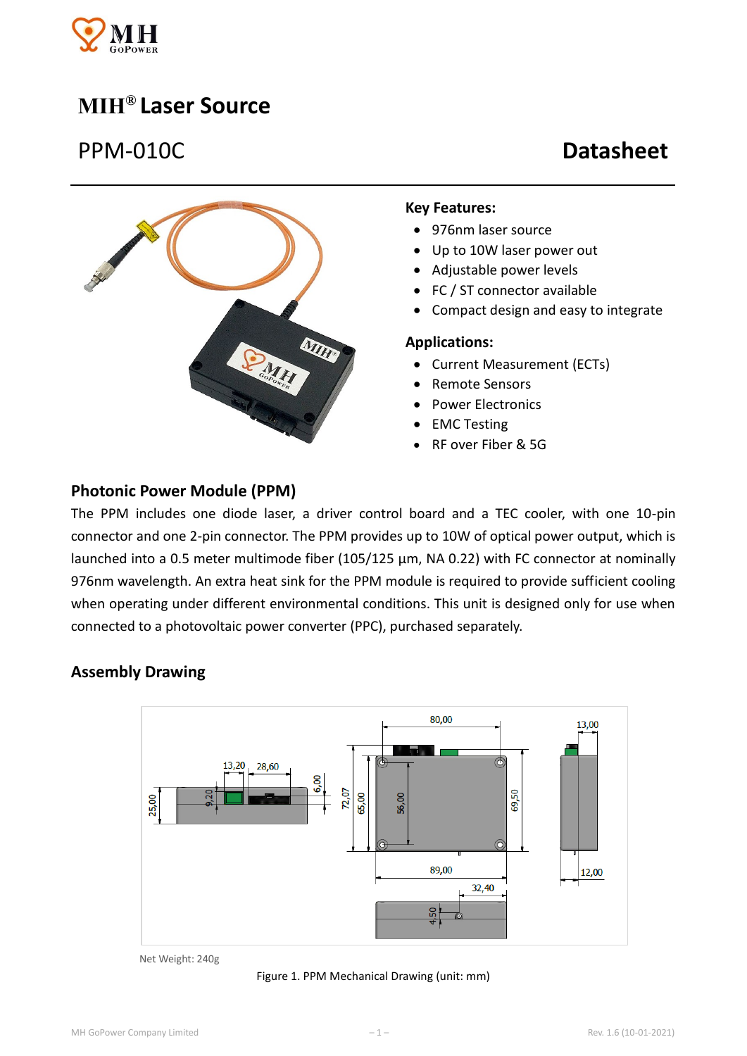# MIH® Laser Source

## PPM-010C

## Datasheet

### Key Features:

- 976nm laser source
- Up to 10W laser power out
- Adjustable power levels
- FC / ST connector available
- Compact design and easy to integrate

### Applications:

- Current Measurement (ECTs)
- Remote Sensors
- Power Electronics
- EMC Testing
- RF over Fiber & 5G

## Photonic Power Module (PPM)

The PPM includes one diode laser, a driver control board and a TEC cooler, with one 10-pin connector and one 2-pin connector. The PPM provides up to 10W of optical power output, which is launched into a 0.5 meter multimode fiber (105/125 µm, NA 0.22) with FC connector at nominally 976nm wavelength. An extra heat sink for the PPM module is required to provide sufficient cooling when operating under different environmental conditions. This unit is designed only for use when connected to a photovoltaic power converter (PPC), purchased separately.

## Assembly Drawing

Net Weight: 240g

Figure 1. PPM Mechanical Drawing (unit: mm)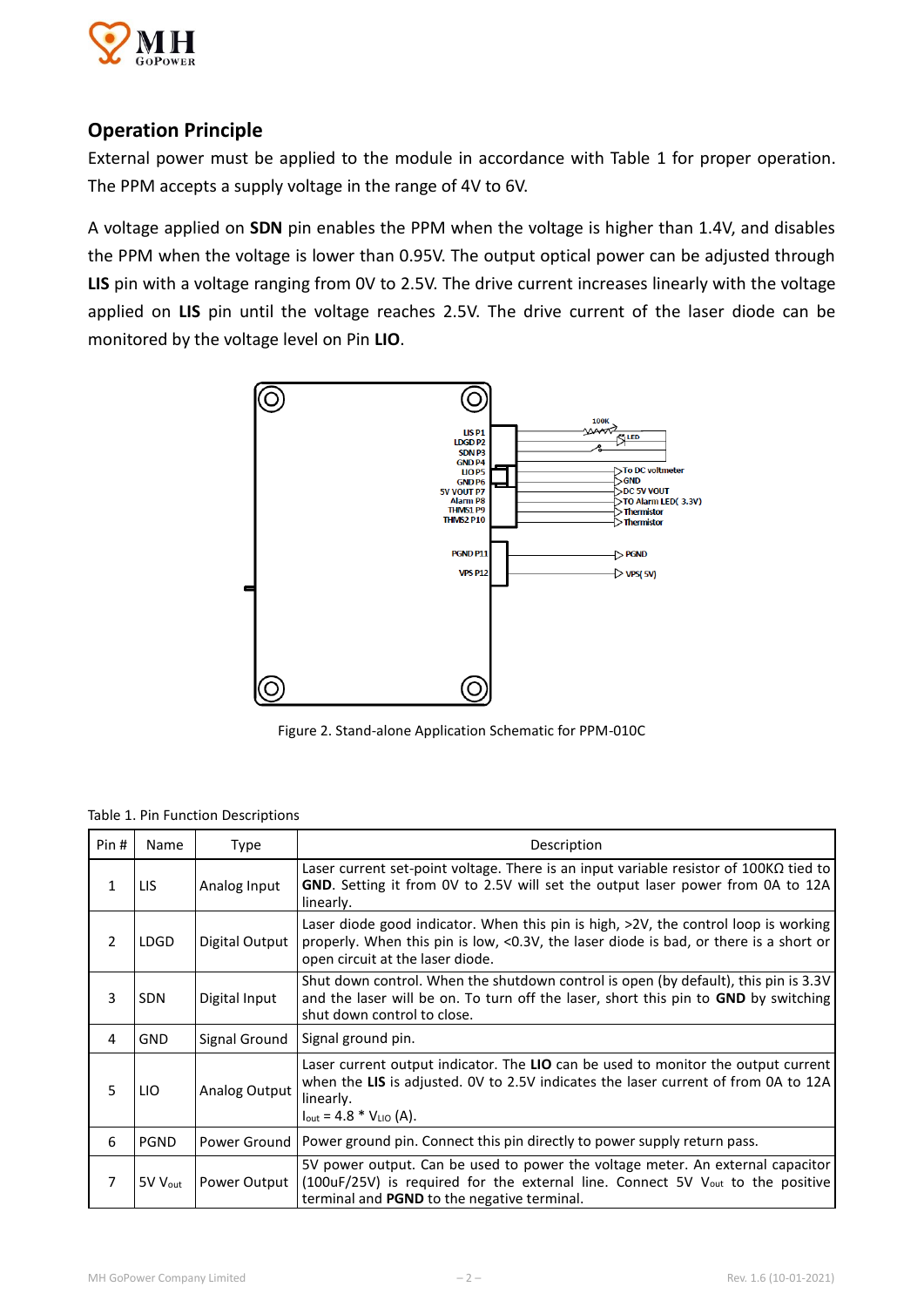## Operation Principle

External power must be applied to the module in accordance with Table 1 for proper operation. The PPM accepts a supply voltage in the range of 4V to 6V.

A voltage applied on **SDN** pin enables the PPM when the voltage is higher than 1.4V, and disables the PPM when the voltage is lower than 0.95V. The output optical power can be adjusted through **LIS** pin with a voltage ranging from 0V to 2.5V. The drive current increases linearly with the voltage applied on **LIS** pin until the voltage reaches 2.5V. The drive current of the laser diode can be monitored by the voltage level on Pin **LIO**.

Figure 2. Stand-alone Application Schematic for PPM-010C

Table 1. Pin Function Descriptions

| Pin # | Name | Type | Description |
|---|---|---|---|
| 1 | LIS | Analog Input | Laser current set-point voltage. There is an input variable resistor of 100KΩ tied to **GND**. Setting it from 0V to 2.5V will set the output laser power from 0A to 12A linearly. |
| 2 | LDGD | Digital Output | Laser diode good indicator. When this pin is high, >2V, the control loop is working properly. When this pin is low, <0.3V, the laser diode is bad, or there is a short or open circuit at the laser diode. |
| 3 | SDN | Digital Input | Shut down control. When the shutdown control is open (by default), this pin is 3.3V and the laser will be on. To turn off the laser, short this pin to **GND** by switching shut down control to close. |
| 4 | GND | Signal Ground | Signal ground pin. |
| 5 | LIO | Analog Output | Laser current output indicator. The **LIO** can be used to monitor the output current when the **LIS** is adjusted. 0V to 2.5V indicates the laser current of from 0A to 12A linearly. $I_{out} = 4.8 * V_{LIO}$ (A). |
| 6 | PGND | Power Ground | Power ground pin. Connect this pin directly to power supply return pass. |
| 7 | 5V $V_{out}$ | Power Output | 5V power output. Can be used to power the voltage meter. An external capacitor (100uF/25V) is required for the external line. Connect 5V $V_{out}$ to the positive terminal and **PGND** to the negative terminal. |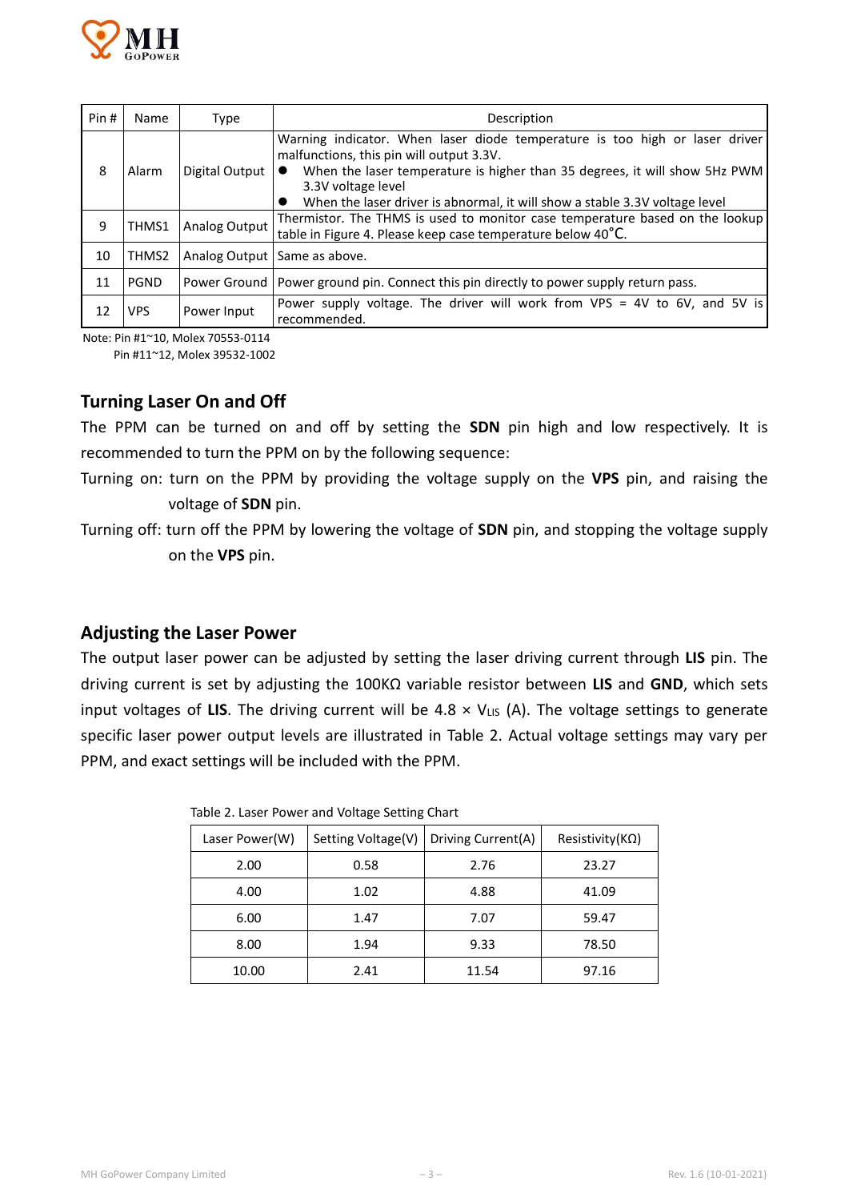| Pin # | Name | Type | Description |
|---|---|---|---|
| 8 | Alarm | Digital Output | Warning indicator. When laser diode temperature is too high or laser driver malfunctions, this pin will output 3.3V. <br>● When the laser temperature is higher than 35 degrees, it will show 5Hz PWM 3.3V voltage level <br>● When the laser driver is abnormal, it will show a stable 3.3V voltage level |
| 9 | THMS1 | Analog Output | Thermistor. The THMS is used to monitor case temperature based on the lookup table in Figure 4. Please keep case temperature below 40°C. |
| 10 | THMS2 | Analog Output | Same as above. |
| 11 | PGND | Power Ground | Power ground pin. Connect this pin directly to power supply return pass. |
| 12 | VPS | Power Input | Power supply voltage. The driver will work from VPS = 4V to 6V, and 5V is recommended. |

Note: Pin #1~10, Molex 70553-0114
Pin #11~12, Molex 39532-1002

## Turning Laser On and Off

The PPM can be turned on and off by setting the **SDN** pin high and low respectively. It is recommended to turn the PPM on by the following sequence:

Turning on: turn on the PPM by providing the voltage supply on the **VPS** pin, and raising the voltage of **SDN** pin.

Turning off: turn off the PPM by lowering the voltage of **SDN** pin, and stopping the voltage supply on the **VPS** pin.

## Adjusting the Laser Power

The output laser power can be adjusted by setting the laser driving current through **LIS** pin. The driving current is set by adjusting the 100KΩ variable resistor between **LIS** and **GND**, which sets input voltages of **LIS**. The driving current will be $4.8 \times V_{LIS}$ (A). The voltage settings to generate specific laser power output levels are illustrated in Table 2. Actual voltage settings may vary per PPM, and exact settings will be included with the PPM.

Table 2. Laser Power and Voltage Setting Chart

| Laser Power(W) | Setting Voltage(V) | Driving Current(A) | Resistivity(KΩ) |
|---|---|---|---|
| 2.00 | 0.58 | 2.76 | 23.27 |
| 4.00 | 1.02 | 4.88 | 41.09 |
| 6.00 | 1.47 | 7.07 | 59.47 |
| 8.00 | 1.94 | 9.33 | 78.50 |
| 10.00 | 2.41 | 11.54 | 97.16 |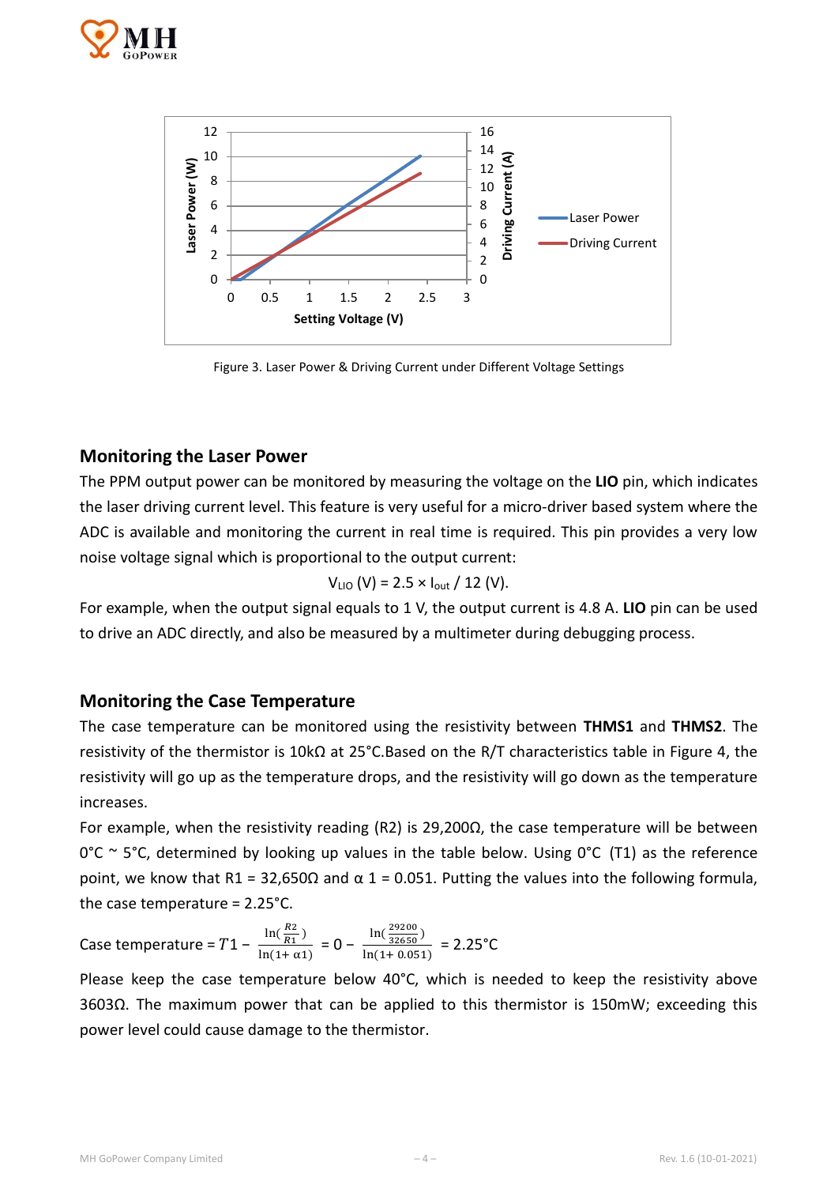Figure 3. Laser Power & Driving Current under Different Voltage Settings

## Monitoring the Laser Power

The PPM output power can be monitored by measuring the voltage on the **LIO** pin, which indicates the laser driving current level. This feature is very useful for a micro-driver based system where the ADC is available and monitoring the current in real time is required. This pin provides a very low noise voltage signal which is proportional to the output current:

$$V_{LIO}\ (V) = 2.5 \times I_{out} / 12\ (V).$$

For example, when the output signal equals to 1 V, the output current is 4.8 A. **LIO** pin can be used to drive an ADC directly, and also be measured by a multimeter during debugging process.

## Monitoring the Case Temperature

The case temperature can be monitored using the resistivity between **THMS1** and **THMS2**. The resistivity of the thermistor is 10kΩ at 25°C.Based on the R/T characteristics table in Figure 4, the resistivity will go up as the temperature drops, and the resistivity will go down as the temperature increases.

For example, when the resistivity reading (R2) is 29,200Ω, the case temperature will be between 0°C ~ 5°C, determined by looking up values in the table below. Using 0°C (T1) as the reference point, we know that R1 = 32,650Ω and α 1 = 0.051. Putting the values into the following formula, the case temperature = 2.25°C.

$$\text{Case temperature} = T1 - \frac{\ln(\frac{R2}{R1})}{\ln(1+\alpha 1)} = 0 - \frac{\ln(\frac{29200}{32650})}{\ln(1+0.051)} = 2.25°C$$

Please keep the case temperature below 40°C, which is needed to keep the resistivity above 3603Ω. The maximum power that can be applied to this thermistor is 150mW; exceeding this power level could cause damage to the thermistor.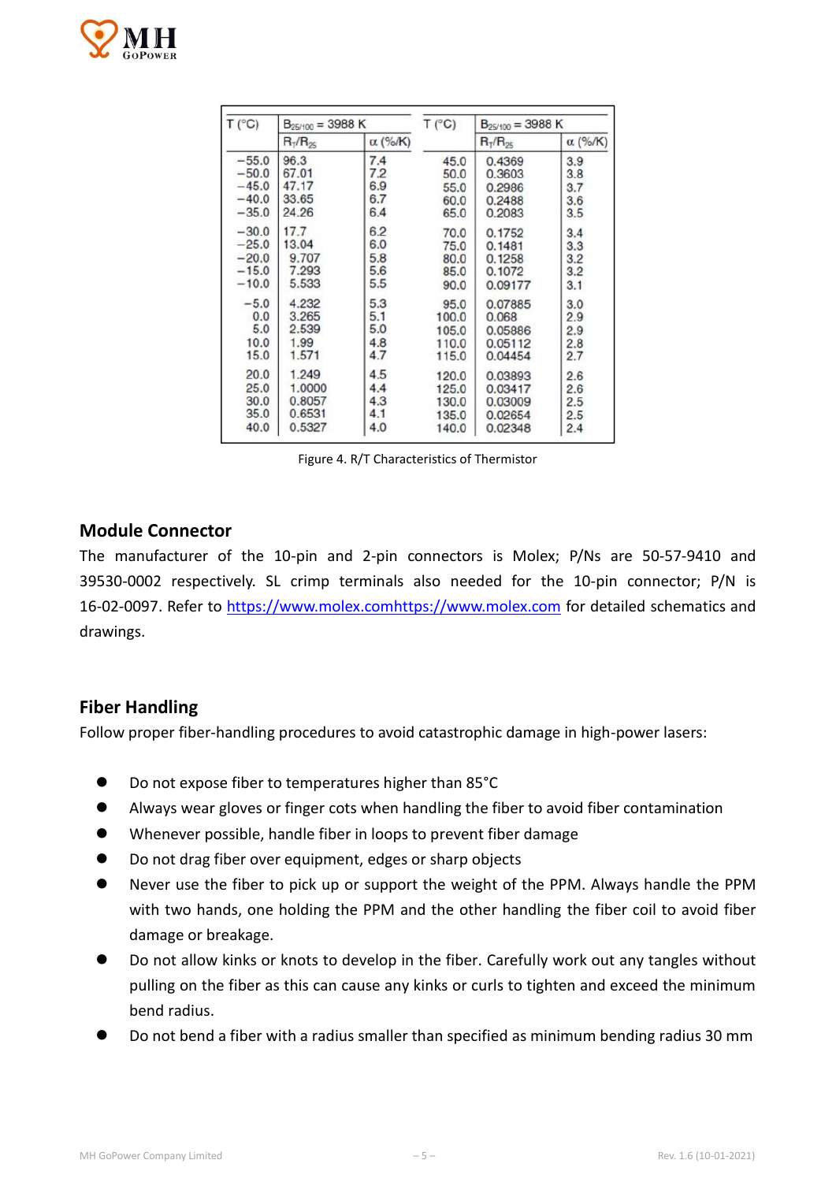| T (°C) | $B_{25/100}$ = 3988 K | | T (°C) | $B_{25/100}$ = 3988 K | |
|---|---|---|---|---|---|
| | $R_T/R_{25}$ | α (%/K) | | $R_T/R_{25}$ | α (%/K) |
| −55.0 | 96.3 | 7.4 | 45.0 | 0.4369 | 3.9 |
| −50.0 | 67.01 | 7.2 | 50.0 | 0.3603 | 3.8 |
| −45.0 | 47.17 | 6.9 | 55.0 | 0.2986 | 3.7 |
| −40.0 | 33.65 | 6.7 | 60.0 | 0.2488 | 3.6 |
| −35.0 | 24.26 | 6.4 | 65.0 | 0.2083 | 3.5 |
| −30.0 | 17.7 | 6.2 | 70.0 | 0.1752 | 3.4 |
| −25.0 | 13.04 | 6.0 | 75.0 | 0.1481 | 3.3 |
| −20.0 | 9.707 | 5.8 | 80.0 | 0.1258 | 3.2 |
| −15.0 | 7.293 | 5.6 | 85.0 | 0.1072 | 3.2 |
| −10.0 | 5.533 | 5.5 | 90.0 | 0.09177 | 3.1 |
| −5.0 | 4.232 | 5.3 | 95.0 | 0.07885 | 3.0 |
| 0.0 | 3.265 | 5.1 | 100.0 | 0.068 | 2.9 |
| 5.0 | 2.539 | 5.0 | 105.0 | 0.05886 | 2.9 |
| 10.0 | 1.99 | 4.8 | 110.0 | 0.05112 | 2.8 |
| 15.0 | 1.571 | 4.7 | 115.0 | 0.04454 | 2.7 |
| 20.0 | 1.249 | 4.5 | 120.0 | 0.03893 | 2.6 |
| 25.0 | 1.0000 | 4.4 | 125.0 | 0.03417 | 2.6 |
| 30.0 | 0.8057 | 4.3 | 130.0 | 0.03009 | 2.5 |
| 35.0 | 0.6531 | 4.1 | 135.0 | 0.02654 | 2.5 |
| 40.0 | 0.5327 | 4.0 | 140.0 | 0.02348 | 2.4 |

Figure 4. R/T Characteristics of Thermistor

## Module Connector

The manufacturer of the 10-pin and 2-pin connectors is Molex; P/Ns are 50-57-9410 and 39530-0002 respectively. SL crimp terminals also needed for the 10-pin connector; P/N is 16-02-0097. Refer to https://www.molex.comhttps://www.molex.com for detailed schematics and drawings.

## Fiber Handling

Follow proper fiber-handling procedures to avoid catastrophic damage in high-power lasers:

- Do not expose fiber to temperatures higher than 85°C
- Always wear gloves or finger cots when handling the fiber to avoid fiber contamination
- Whenever possible, handle fiber in loops to prevent fiber damage
- Do not drag fiber over equipment, edges or sharp objects
- Never use the fiber to pick up or support the weight of the PPM. Always handle the PPM with two hands, one holding the PPM and the other handling the fiber coil to avoid fiber damage or breakage.
- Do not allow kinks or knots to develop in the fiber. Carefully work out any tangles without pulling on the fiber as this can cause any kinks or curls to tighten and exceed the minimum bend radius.
- Do not bend a fiber with a radius smaller than specified as minimum bending radius 30 mm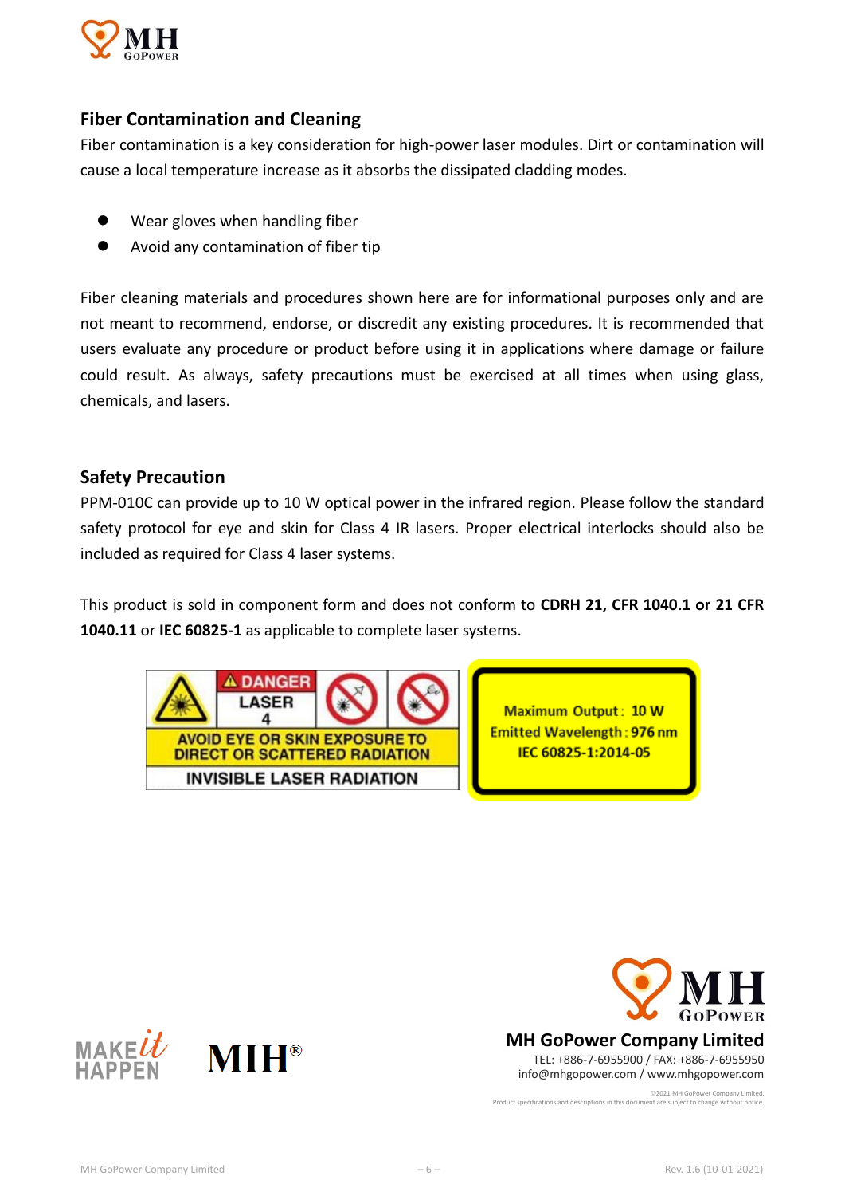## Fiber Contamination and Cleaning

Fiber contamination is a key consideration for high-power laser modules. Dirt or contamination will cause a local temperature increase as it absorbs the dissipated cladding modes.

- Wear gloves when handling fiber
- Avoid any contamination of fiber tip

Fiber cleaning materials and procedures shown here are for informational purposes only and are not meant to recommend, endorse, or discredit any existing procedures. It is recommended that users evaluate any procedure or product before using it in applications where damage or failure could result. As always, safety precautions must be exercised at all times when using glass, chemicals, and lasers.

## Safety Precaution

PPM-010C can provide up to 10 W optical power in the infrared region. Please follow the standard safety protocol for eye and skin for Class 4 IR lasers. Proper electrical interlocks should also be included as required for Class 4 laser systems.

This product is sold in component form and does not conform to **CDRH 21, CFR 1040.1 or 21 CFR 1040.11** or **IEC 60825-1** as applicable to complete laser systems.

DANGER
LASER
4
AVOID EYE OR SKIN EXPOSURE TO DIRECT OR SCATTERED RADIATION
INVISIBLE LASER RADIATION

Maximum Output：10 W
Emitted Wavelength：976 nm
IEC 60825-1:2014-05

MAKE it HAPPEN

MIH®

**MH GoPower Company Limited**
TEL: +886-7-6955900 / FAX: +886-7-6955950
info@mhgopower.com / www.mhgopower.com

©2021 MH GoPower Company Limited.
Product specifications and descriptions in this document are subject to change without notice.